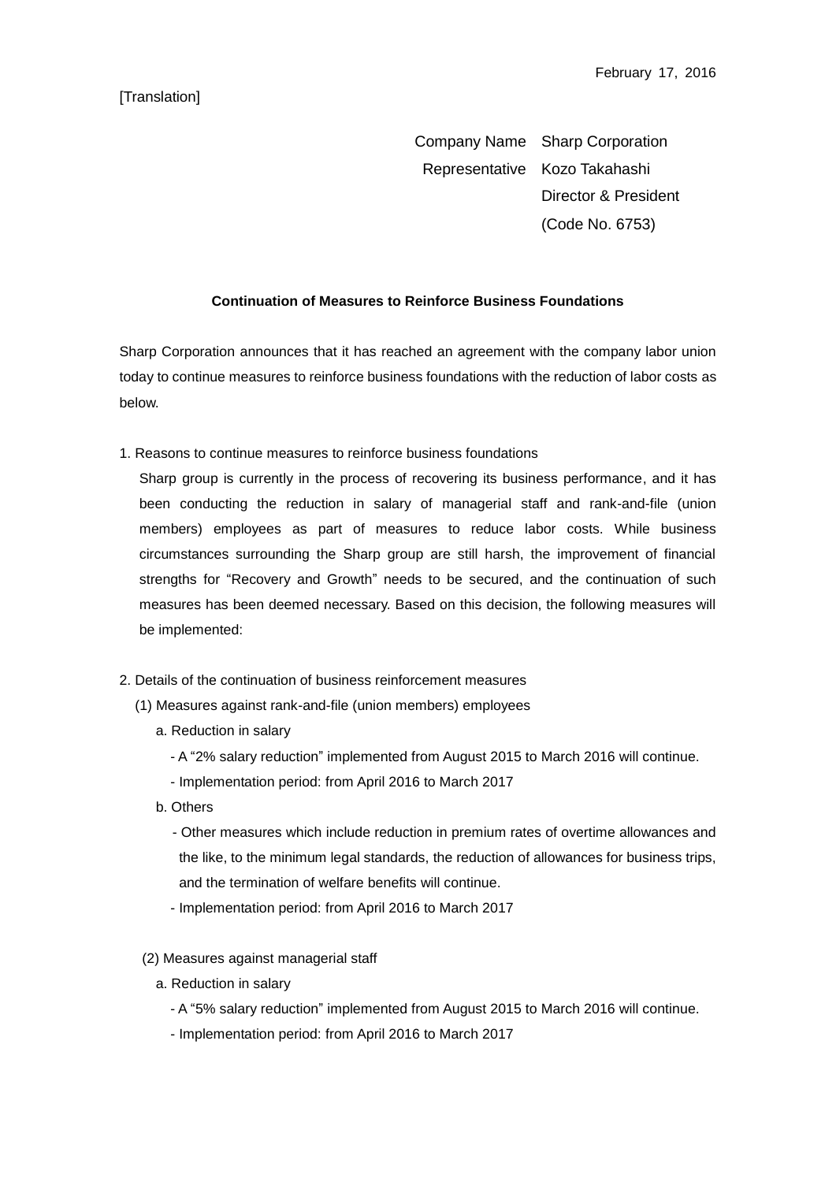February 17, 2016

[Translation]

Company Name Sharp Corporation
Representative Kozo Takahashi
Director & President
(Code No. 6753)

**Continuation of Measures to Reinforce Business Foundations**

Sharp Corporation announces that it has reached an agreement with the company labor union today to continue measures to reinforce business foundations with the reduction of labor costs as below.

1. Reasons to continue measures to reinforce business foundations

   Sharp group is currently in the process of recovering its business performance, and it has been conducting the reduction in salary of managerial staff and rank-and-file (union members) employees as part of measures to reduce labor costs. While business circumstances surrounding the Sharp group are still harsh, the improvement of financial strengths for "Recovery and Growth" needs to be secured, and the continuation of such measures has been deemed necessary. Based on this decision, the following measures will be implemented:

2. Details of the continuation of business reinforcement measures

   (1) Measures against rank-and-file (union members) employees

   a. Reduction in salary

   - A "2% salary reduction" implemented from August 2015 to March 2016 will continue.
   - Implementation period: from April 2016 to March 2017

   b. Others

   - Other measures which include reduction in premium rates of overtime allowances and the like, to the minimum legal standards, the reduction of allowances for business trips, and the termination of welfare benefits will continue.
   - Implementation period: from April 2016 to March 2017

   (2) Measures against managerial staff

   a. Reduction in salary

   - A "5% salary reduction" implemented from August 2015 to March 2016 will continue.
   - Implementation period: from April 2016 to March 2017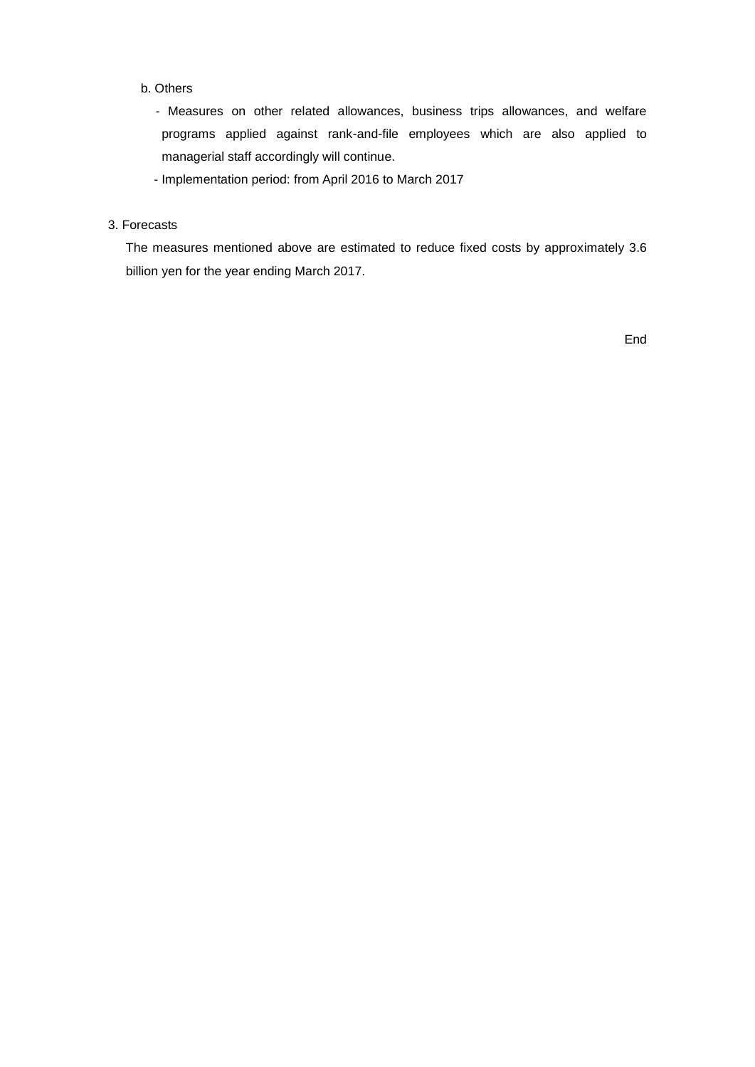b. Others

- Measures on other related allowances, business trips allowances, and welfare programs applied against rank-and-file employees which are also applied to managerial staff accordingly will continue.
- Implementation period: from April 2016 to March 2017

3. Forecasts

The measures mentioned above are estimated to reduce fixed costs by approximately 3.6 billion yen for the year ending March 2017.

End